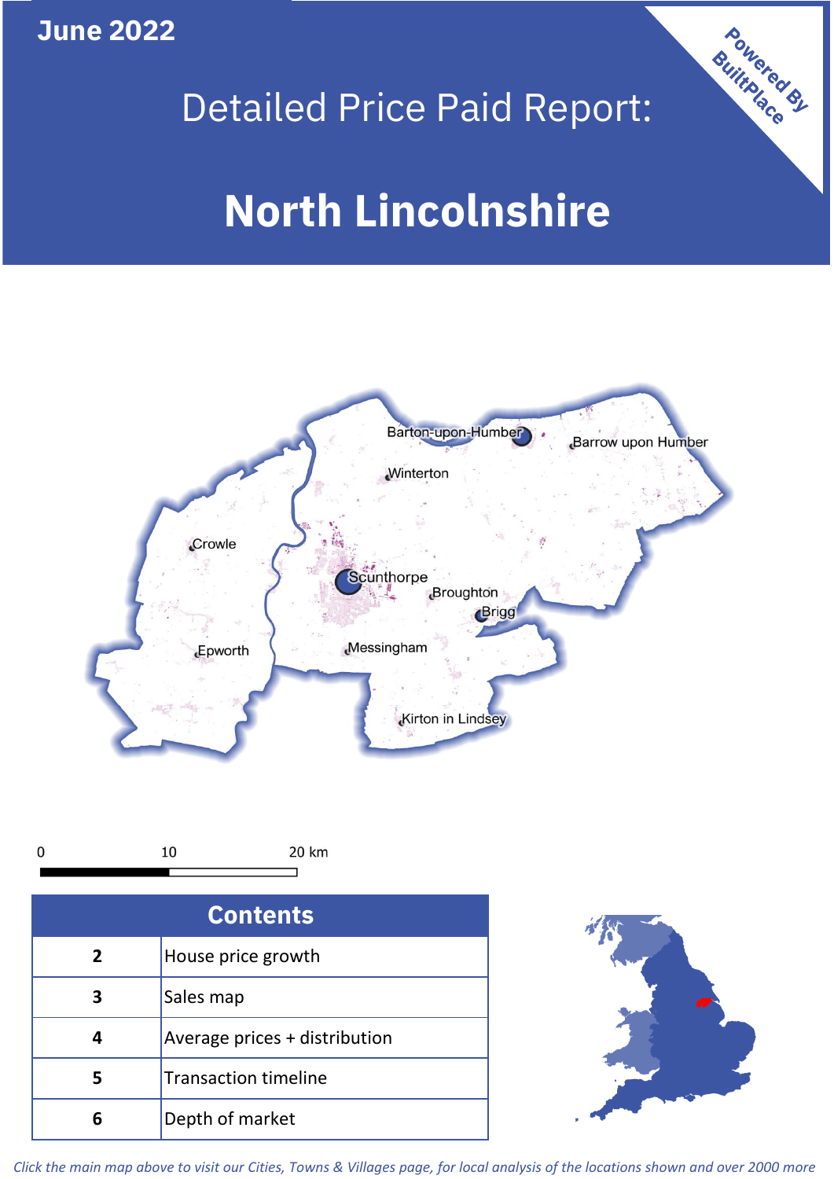June 2022

# Detailed Price Paid Report:

# North Lincolnshire

Powered By BuiltPlace

| Contents | |
|---|---|
| 2 | House price growth |
| 3 | Sales map |
| 4 | Average prices + distribution |
| 5 | Transaction timeline |
| 6 | Depth of market |

*Click the main map above to visit our Cities, Towns & Villages page, for local analysis of the locations shown and over 2000 more*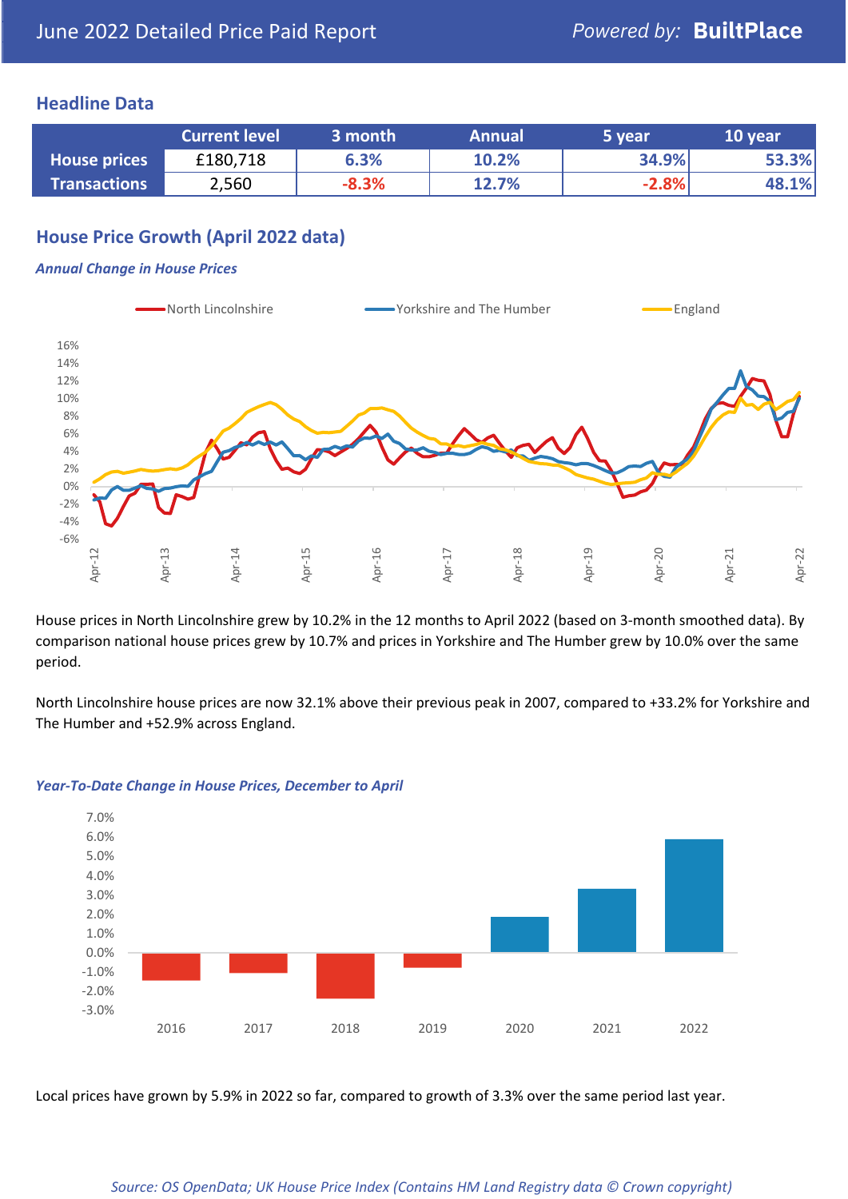## Headline Data

| | Current level | 3 month | Annual | 5 year | 10 year |
|---|---|---|---|---|---|
| **House prices** | £180,718 | 6.3% | 10.2% | 34.9% | 53.3% |
| **Transactions** | 2,560 | -8.3% | 12.7% | -2.8% | 48.1% |

## House Price Growth (April 2022 data)

### *Annual Change in House Prices*

House prices in North Lincolnshire grew by 10.2% in the 12 months to April 2022 (based on 3-month smoothed data). By comparison national house prices grew by 10.7% and prices in Yorkshire and The Humber grew by 10.0% over the same period.

North Lincolnshire house prices are now 32.1% above their previous peak in 2007, compared to +33.2% for Yorkshire and The Humber and +52.9% across England.

### *Year-To-Date Change in House Prices, December to April*

Local prices have grown by 5.9% in 2022 so far, compared to growth of 3.3% over the same period last year.

*Source: OS OpenData; UK House Price Index (Contains HM Land Registry data © Crown copyright)*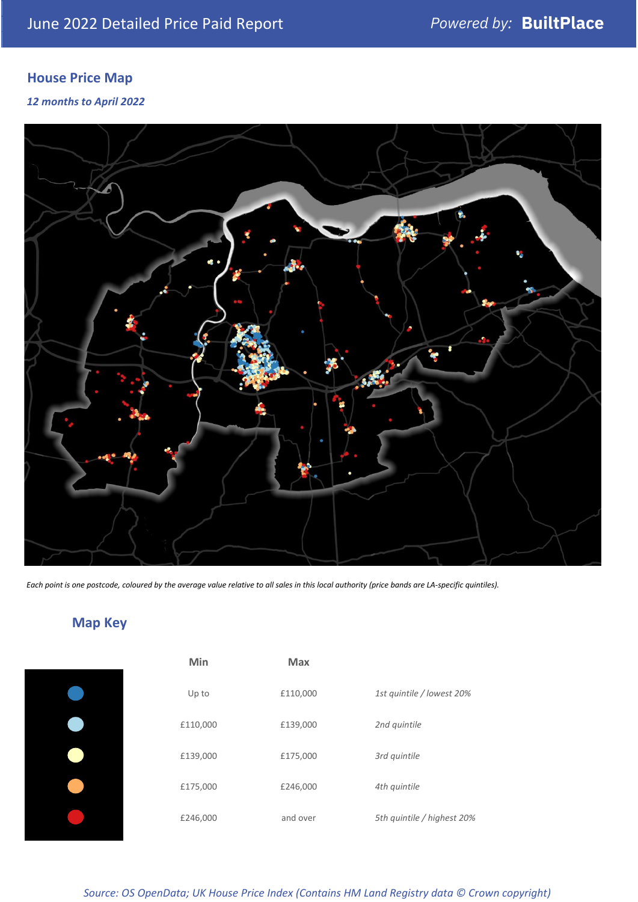# June 2022 Detailed Price Paid Report

Powered by: **BuiltPlace**

## House Price Map

*12 months to April 2022*

*Each point is one postcode, coloured by the average value relative to all sales in this local authority (price bands are LA-specific quintiles).*

## Map Key

| | Min | Max | |
|---|---|---|---|
| | Up to | £110,000 | *1st quintile / lowest 20%* |
| | £110,000 | £139,000 | *2nd quintile* |
| | £139,000 | £175,000 | *3rd quintile* |
| | £175,000 | £246,000 | *4th quintile* |
| | £246,000 | and over | *5th quintile / highest 20%* |

*Source: OS OpenData; UK House Price Index (Contains HM Land Registry data © Crown copyright)*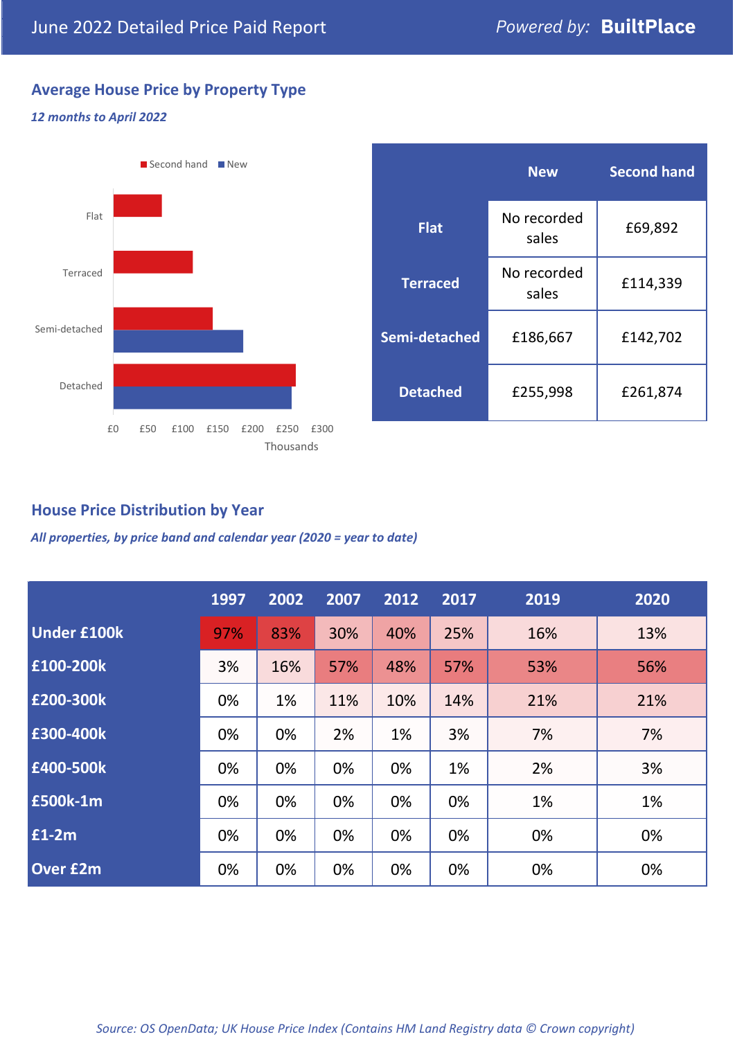# June 2022 Detailed Price Paid Report

Powered by: **BuiltPlace**

## Average House Price by Property Type

*12 months to April 2022*

| | New | Second hand |
|---|---|---|
| **Flat** | No recorded sales | £69,892 |
| **Terraced** | No recorded sales | £114,339 |
| **Semi-detached** | £186,667 | £142,702 |
| **Detached** | £255,998 | £261,874 |

## House Price Distribution by Year

*All properties, by price band and calendar year (2020 = year to date)*

| | 1997 | 2002 | 2007 | 2012 | 2017 | 2019 | 2020 |
|---|---|---|---|---|---|---|---|
| **Under £100k** | 97% | 83% | 30% | 40% | 25% | 16% | 13% |
| **£100-200k** | 3% | 16% | 57% | 48% | 57% | 53% | 56% |
| **£200-300k** | 0% | 1% | 11% | 10% | 14% | 21% | 21% |
| **£300-400k** | 0% | 0% | 2% | 1% | 3% | 7% | 7% |
| **£400-500k** | 0% | 0% | 0% | 0% | 1% | 2% | 3% |
| **£500k-1m** | 0% | 0% | 0% | 0% | 0% | 1% | 1% |
| **£1-2m** | 0% | 0% | 0% | 0% | 0% | 0% | 0% |
| **Over £2m** | 0% | 0% | 0% | 0% | 0% | 0% | 0% |

*Source: OS OpenData; UK House Price Index (Contains HM Land Registry data © Crown copyright)*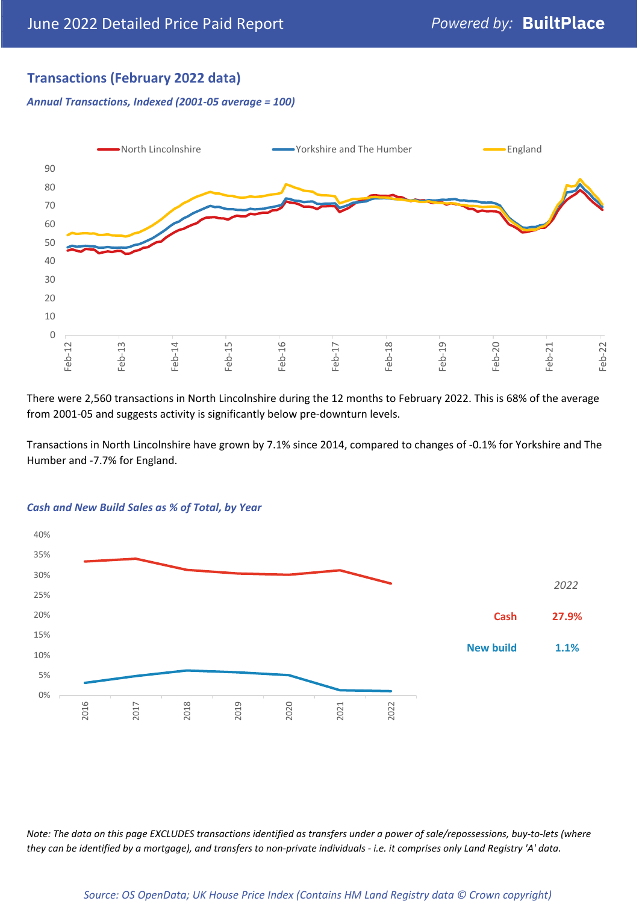## Transactions (February 2022 data)

*Annual Transactions, Indexed (2001-05 average = 100)*

There were 2,560 transactions in North Lincolnshire during the 12 months to February 2022. This is 68% of the average from 2001-05 and suggests activity is significantly below pre-downturn levels.

Transactions in North Lincolnshire have grown by 7.1% since 2014, compared to changes of -0.1% for Yorkshire and The Humber and -7.7% for England.

*Cash and New Build Sales as % of Total, by Year*

*2022*

| | |
|---|---|
| **Cash** | **27.9%** |
| **New build** | **1.1%** |

*Note: The data on this page EXCLUDES transactions identified as transfers under a power of sale/repossessions, buy-to-lets (where they can be identified by a mortgage), and transfers to non-private individuals - i.e. it comprises only Land Registry 'A' data.*

*Source: OS OpenData; UK House Price Index (Contains HM Land Registry data © Crown copyright)*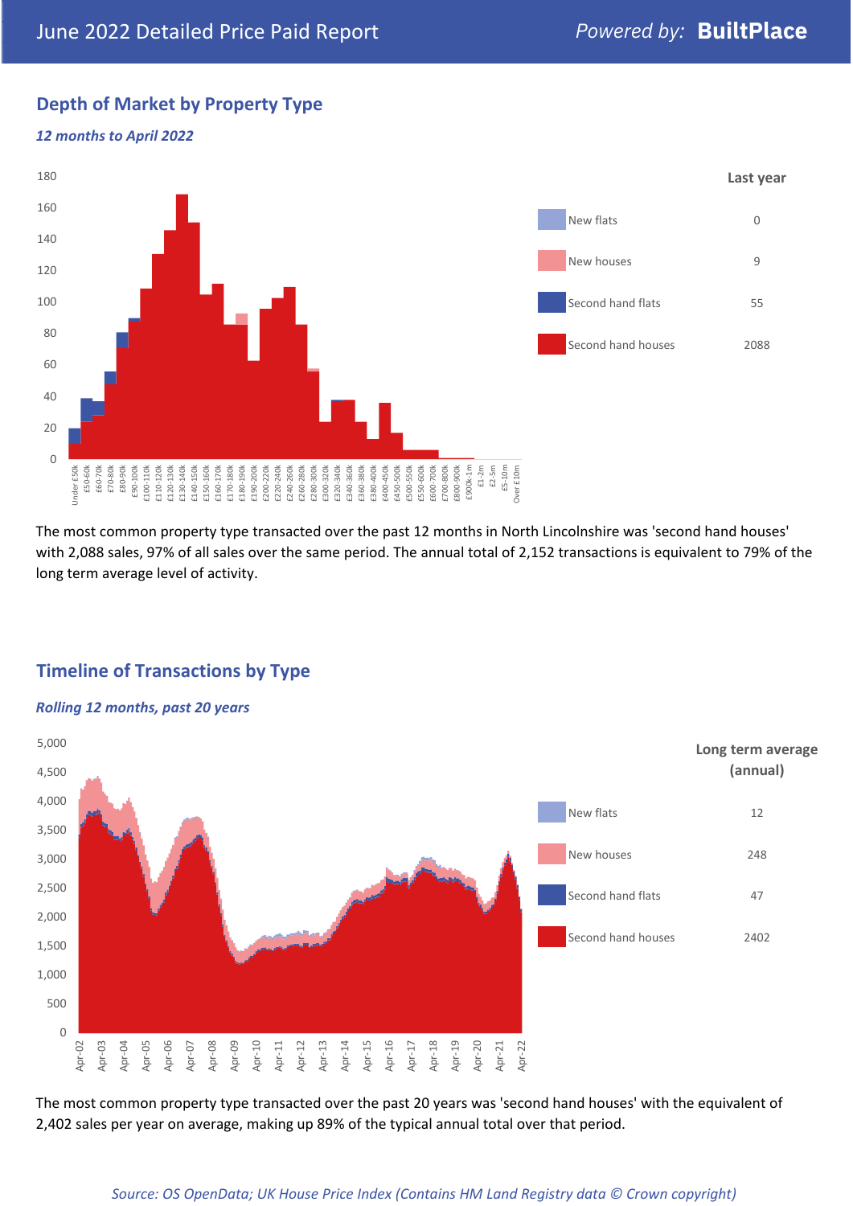June 2022 Detailed Price Paid Report

Powered by: **BuiltPlace**

## Depth of Market by Property Type

*12 months to April 2022*

180
160
140
120
100
80
60
40
20
0

Under £50k, £50-60k, £60-70k, £70-80k, £80-90k, £90-100k, £100-110k, £110-120k, £120-130k, £130-140k, £140-150k, £150-160k, £160-170k, £170-180k, £180-190k, £190-200k, £200-220k, £220-240k, £240-260k, £260-280k, £280-300k, £300-320k, £320-340k, £340-360k, £360-380k, £380-400k, £400-450k, £450-500k, £500-550k, £550-600k, £600-700k, £700-800k, £800-900k, £900k-1m, £1-2m, £2-5m, £5-10m, Over £10m

Last year

New flats 0

New houses 9

Second hand flats 55

Second hand houses 2088

The most common property type transacted over the past 12 months in North Lincolnshire was 'second hand houses' with 2,088 sales, 97% of all sales over the same period. The annual total of 2,152 transactions is equivalent to 79% of the long term average level of activity.

## Timeline of Transactions by Type

*Rolling 12 months, past 20 years*

5,000
4,500
4,000
3,500
3,000
2,500
2,000
1,500
1,000
500
0

Apr-02, Apr-03, Apr-04, Apr-05, Apr-06, Apr-07, Apr-08, Apr-09, Apr-10, Apr-11, Apr-12, Apr-13, Apr-14, Apr-15, Apr-16, Apr-17, Apr-18, Apr-19, Apr-20, Apr-21, Apr-22

Long term average (annual)

New flats 12

New houses 248

Second hand flats 47

Second hand houses 2402

The most common property type transacted over the past 20 years was 'second hand houses' with the equivalent of 2,402 sales per year on average, making up 89% of the typical annual total over that period.

*Source: OS OpenData; UK House Price Index (Contains HM Land Registry data © Crown copyright)*